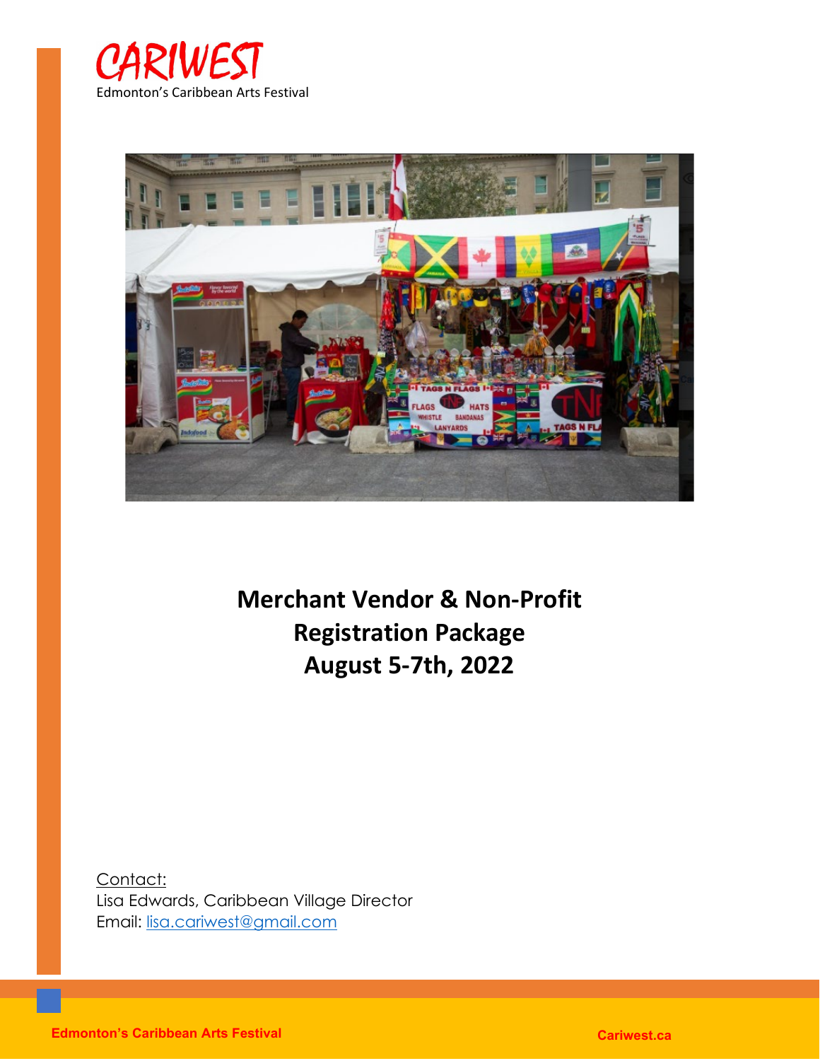# CARIWEST

Edmonton's Caribbean Arts Festival

# Merchant Vendor & Non-Profit Registration Package
# August 5-7th, 2022

Contact:
Lisa Edwards, Caribbean Village Director
Email: lisa.cariwest@gmail.com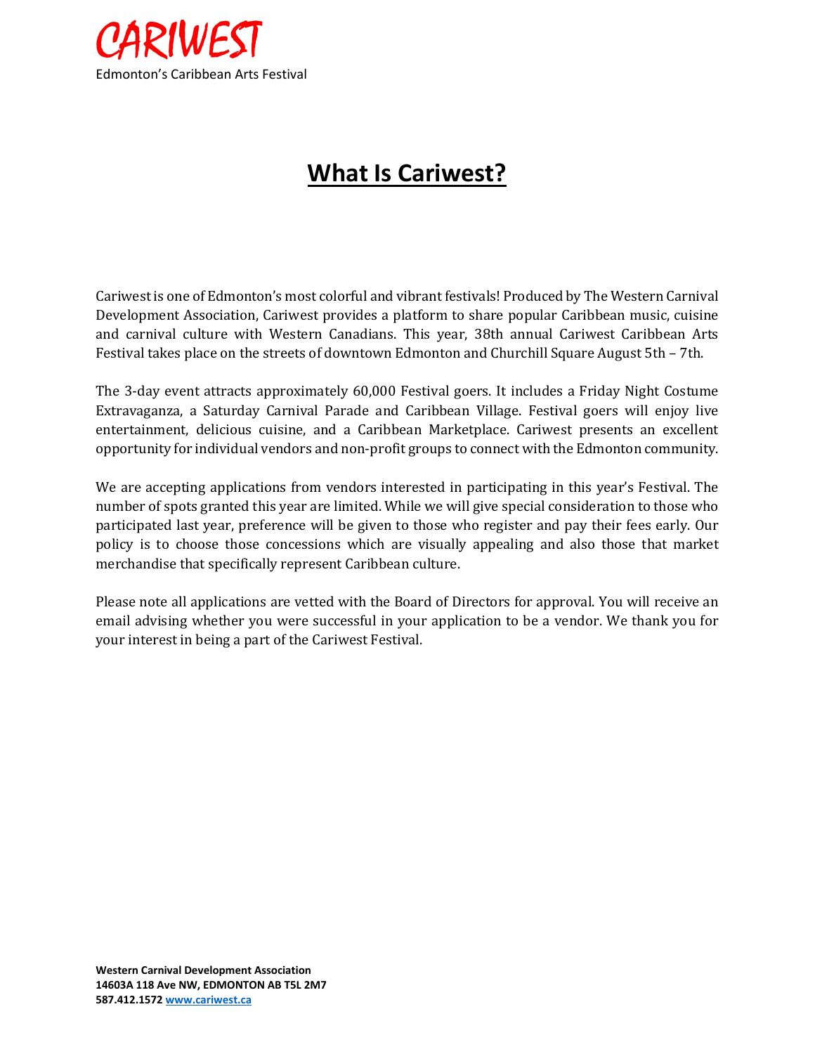CARIWEST
Edmonton's Caribbean Arts Festival

# What Is Cariwest?

Cariwest is one of Edmonton's most colorful and vibrant festivals! Produced by The Western Carnival Development Association, Cariwest provides a platform to share popular Caribbean music, cuisine and carnival culture with Western Canadians. This year, 38th annual Cariwest Caribbean Arts Festival takes place on the streets of downtown Edmonton and Churchill Square August 5th – 7th.

The 3-day event attracts approximately 60,000 Festival goers. It includes a Friday Night Costume Extravaganza, a Saturday Carnival Parade and Caribbean Village. Festival goers will enjoy live entertainment, delicious cuisine, and a Caribbean Marketplace. Cariwest presents an excellent opportunity for individual vendors and non-profit groups to connect with the Edmonton community.

We are accepting applications from vendors interested in participating in this year's Festival. The number of spots granted this year are limited. While we will give special consideration to those who participated last year, preference will be given to those who register and pay their fees early. Our policy is to choose those concessions which are visually appealing and also those that market merchandise that specifically represent Caribbean culture.

Please note all applications are vetted with the Board of Directors for approval. You will receive an email advising whether you were successful in your application to be a vendor. We thank you for your interest in being a part of the Cariwest Festival.

**Western Carnival Development Association**
**14603A 118 Ave NW, EDMONTON AB T5L 2M7**
**587.412.1572 www.cariwest.ca**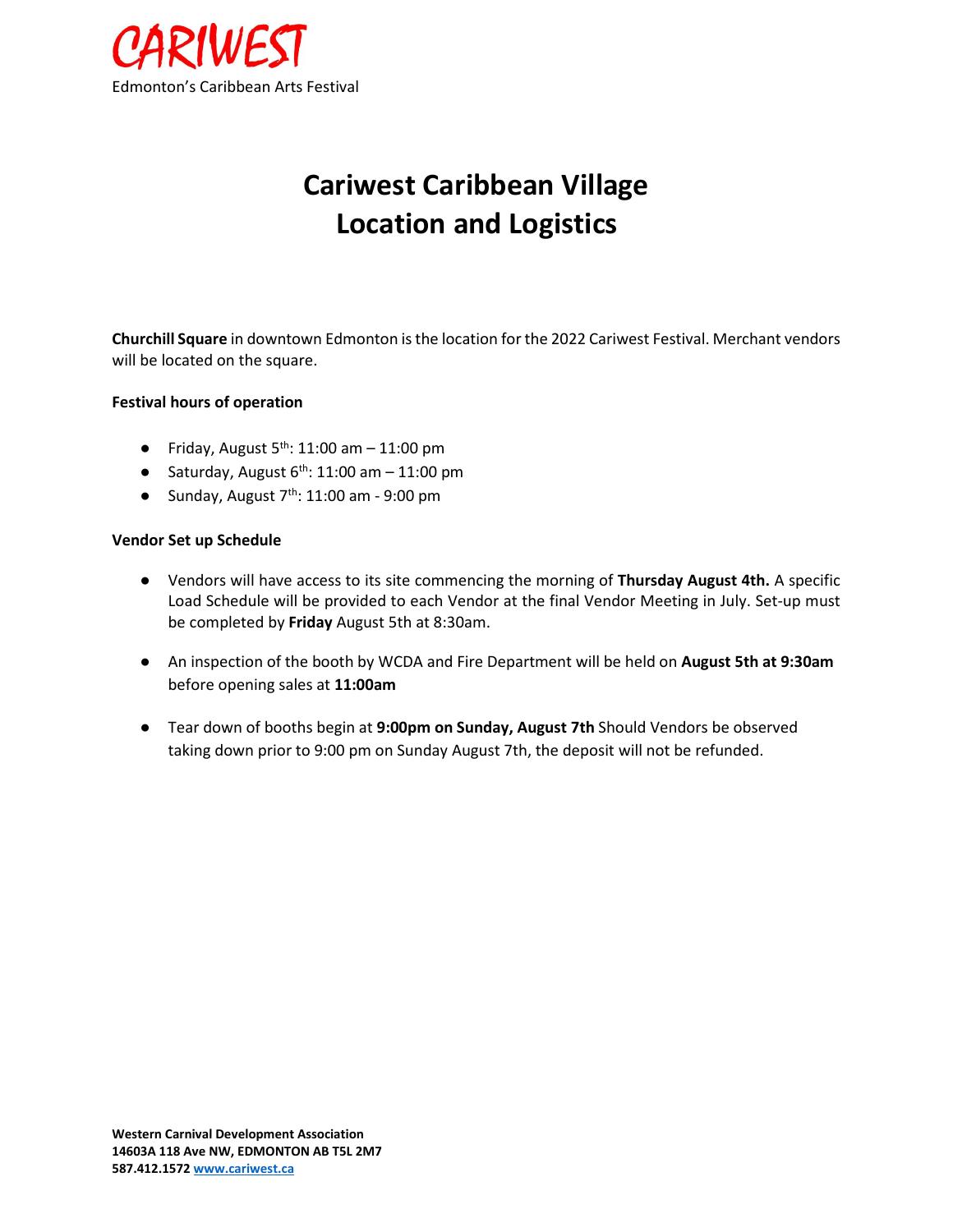CARIWEST
Edmonton's Caribbean Arts Festival

# Cariwest Caribbean Village Location and Logistics

**Churchill Square** in downtown Edmonton is the location for the 2022 Cariwest Festival. Merchant vendors will be located on the square.

**Festival hours of operation**

- Friday, August 5th: 11:00 am – 11:00 pm
- Saturday, August 6th: 11:00 am – 11:00 pm
- Sunday, August 7th: 11:00 am - 9:00 pm

**Vendor Set up Schedule**

- Vendors will have access to its site commencing the morning of **Thursday August 4th.** A specific Load Schedule will be provided to each Vendor at the final Vendor Meeting in July. Set-up must be completed by **Friday** August 5th at 8:30am.

- An inspection of the booth by WCDA and Fire Department will be held on **August 5th at 9:30am** before opening sales at **11:00am**

- Tear down of booths begin at **9:00pm on Sunday, August 7th** Should Vendors be observed taking down prior to 9:00 pm on Sunday August 7th, the deposit will not be refunded.

**Western Carnival Development Association**
**14603A 118 Ave NW, EDMONTON AB T5L 2M7**
**587.412.1572 www.cariwest.ca**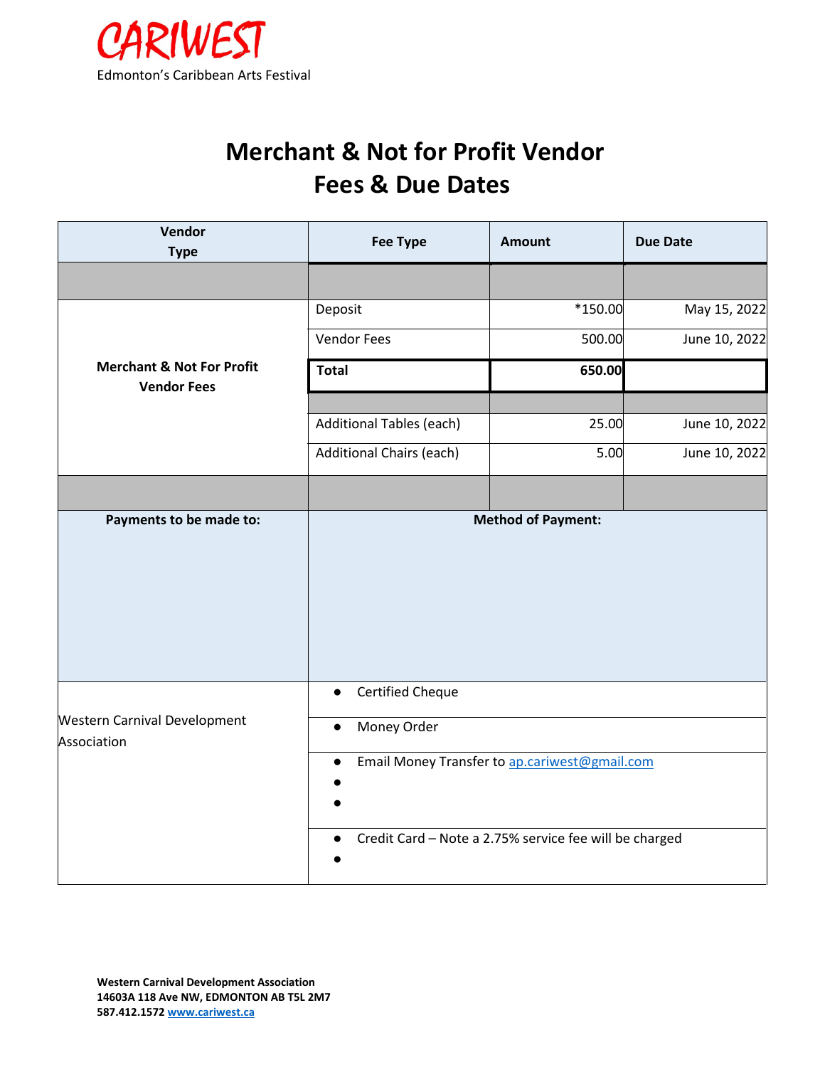CARIWEST

Edmonton's Caribbean Arts Festival

# Merchant & Not for Profit Vendor Fees & Due Dates

| Vendor Type | Fee Type | Amount | Due Date |
|---|---|---|---|
| | | | |
| **Merchant & Not For Profit Vendor Fees** | Deposit | *150.00 | May 15, 2022 |
| | Vendor Fees | 500.00 | June 10, 2022 |
| | **Total** | **650.00** | |
| | | | |
| | Additional Tables (each) | 25.00 | June 10, 2022 |
| | Additional Chairs (each) | 5.00 | June 10, 2022 |
| | | | |

| Payments to be made to: | Method of Payment: |
|---|---|
| Western Carnival Development Association | • Certified Cheque |
| | • Money Order |
| | • Email Money Transfer to ap.cariwest@gmail.com |
| | • Credit Card – Note a 2.75% service fee will be charged |

**Western Carnival Development Association**
**14603A 118 Ave NW, EDMONTON AB T5L 2M7**
**587.412.1572 www.cariwest.ca**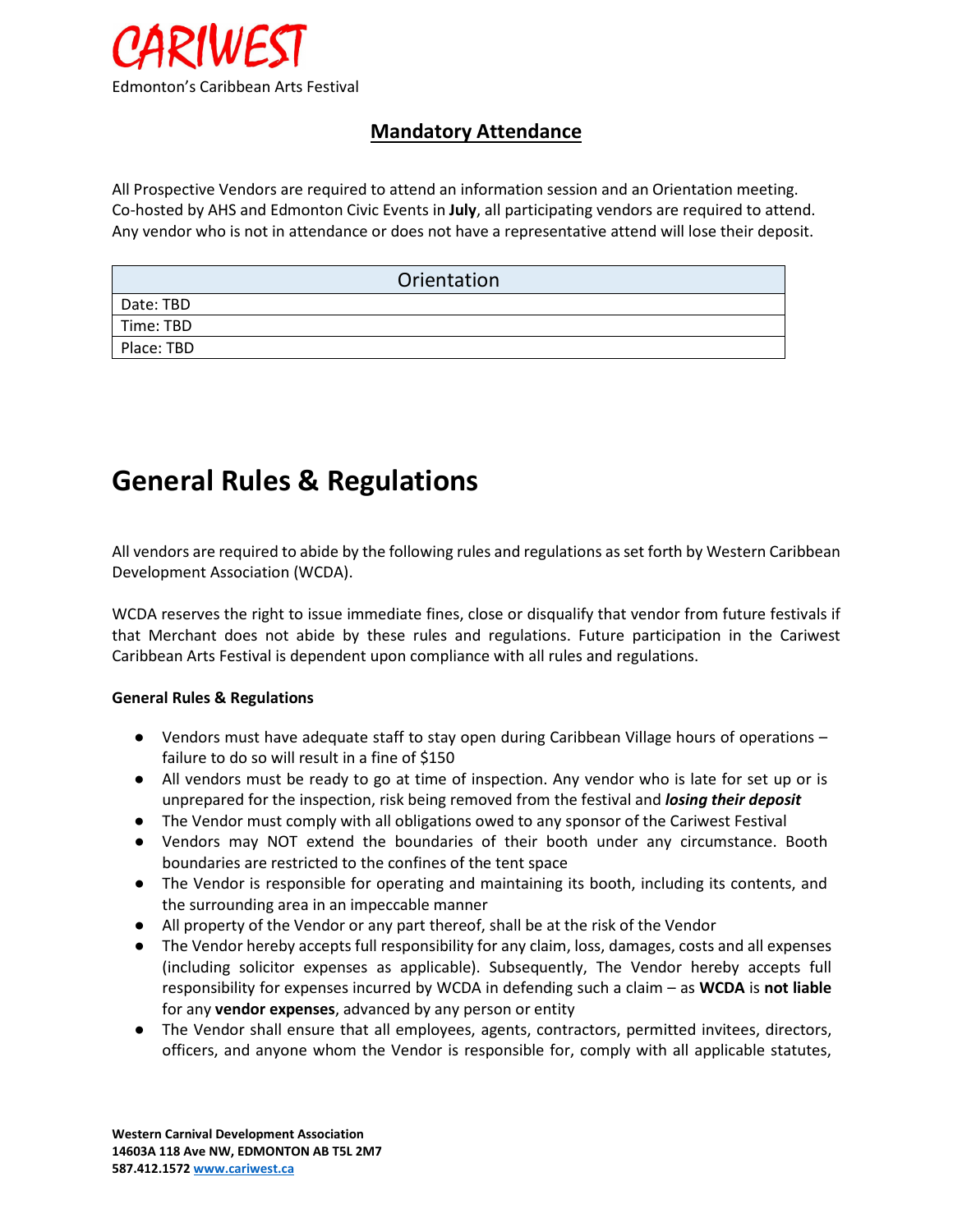## Mandatory Attendance

All Prospective Vendors are required to attend an information session and an Orientation meeting. Co-hosted by AHS and Edmonton Civic Events in **July**, all participating vendors are required to attend. Any vendor who is not in attendance or does not have a representative attend will lose their deposit.

| Orientation |
|---|
| Date: TBD |
| Time: TBD |
| Place: TBD |

# General Rules & Regulations

All vendors are required to abide by the following rules and regulations as set forth by Western Caribbean Development Association (WCDA).

WCDA reserves the right to issue immediate fines, close or disqualify that vendor from future festivals if that Merchant does not abide by these rules and regulations. Future participation in the Cariwest Caribbean Arts Festival is dependent upon compliance with all rules and regulations.

**General Rules & Regulations**

- Vendors must have adequate staff to stay open during Caribbean Village hours of operations – failure to do so will result in a fine of $150
- All vendors must be ready to go at time of inspection. Any vendor who is late for set up or is unprepared for the inspection, risk being removed from the festival and ***losing their deposit***
- The Vendor must comply with all obligations owed to any sponsor of the Cariwest Festival
- Vendors may NOT extend the boundaries of their booth under any circumstance. Booth boundaries are restricted to the confines of the tent space
- The Vendor is responsible for operating and maintaining its booth, including its contents, and the surrounding area in an impeccable manner
- All property of the Vendor or any part thereof, shall be at the risk of the Vendor
- The Vendor hereby accepts full responsibility for any claim, loss, damages, costs and all expenses (including solicitor expenses as applicable). Subsequently, The Vendor hereby accepts full responsibility for expenses incurred by WCDA in defending such a claim – as **WCDA** is **not liable** for any **vendor expenses**, advanced by any person or entity
- The Vendor shall ensure that all employees, agents, contractors, permitted invitees, directors, officers, and anyone whom the Vendor is responsible for, comply with all applicable statutes,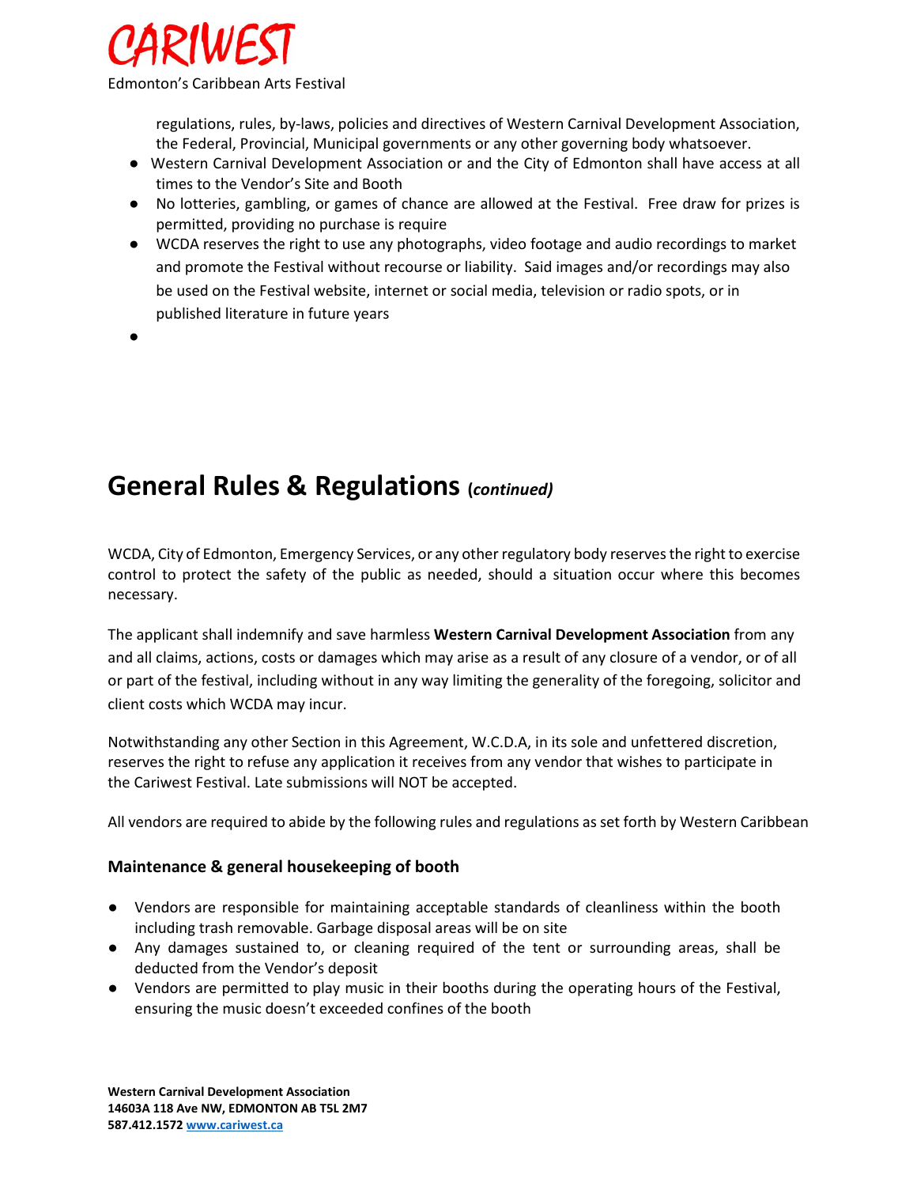regulations, rules, by-laws, policies and directives of Western Carnival Development Association, the Federal, Provincial, Municipal governments or any other governing body whatsoever.

- Western Carnival Development Association or and the City of Edmonton shall have access at all times to the Vendor's Site and Booth
- No lotteries, gambling, or games of chance are allowed at the Festival. Free draw for prizes is permitted, providing no purchase is require
- WCDA reserves the right to use any photographs, video footage and audio recordings to market and promote the Festival without recourse or liability. Said images and/or recordings may also be used on the Festival website, internet or social media, television or radio spots, or in published literature in future years
- 

## General Rules & Regulations (*continued)*

WCDA, City of Edmonton, Emergency Services, or any other regulatory body reserves the right to exercise control to protect the safety of the public as needed, should a situation occur where this becomes necessary.

The applicant shall indemnify and save harmless **Western Carnival Development Association** from any and all claims, actions, costs or damages which may arise as a result of any closure of a vendor, or of all or part of the festival, including without in any way limiting the generality of the foregoing, solicitor and client costs which WCDA may incur.

Notwithstanding any other Section in this Agreement, W.C.D.A, in its sole and unfettered discretion, reserves the right to refuse any application it receives from any vendor that wishes to participate in the Cariwest Festival. Late submissions will NOT be accepted.

All vendors are required to abide by the following rules and regulations as set forth by Western Caribbean

### Maintenance & general housekeeping of booth

- Vendors are responsible for maintaining acceptable standards of cleanliness within the booth including trash removable. Garbage disposal areas will be on site
- Any damages sustained to, or cleaning required of the tent or surrounding areas, shall be deducted from the Vendor's deposit
- Vendors are permitted to play music in their booths during the operating hours of the Festival, ensuring the music doesn't exceeded confines of the booth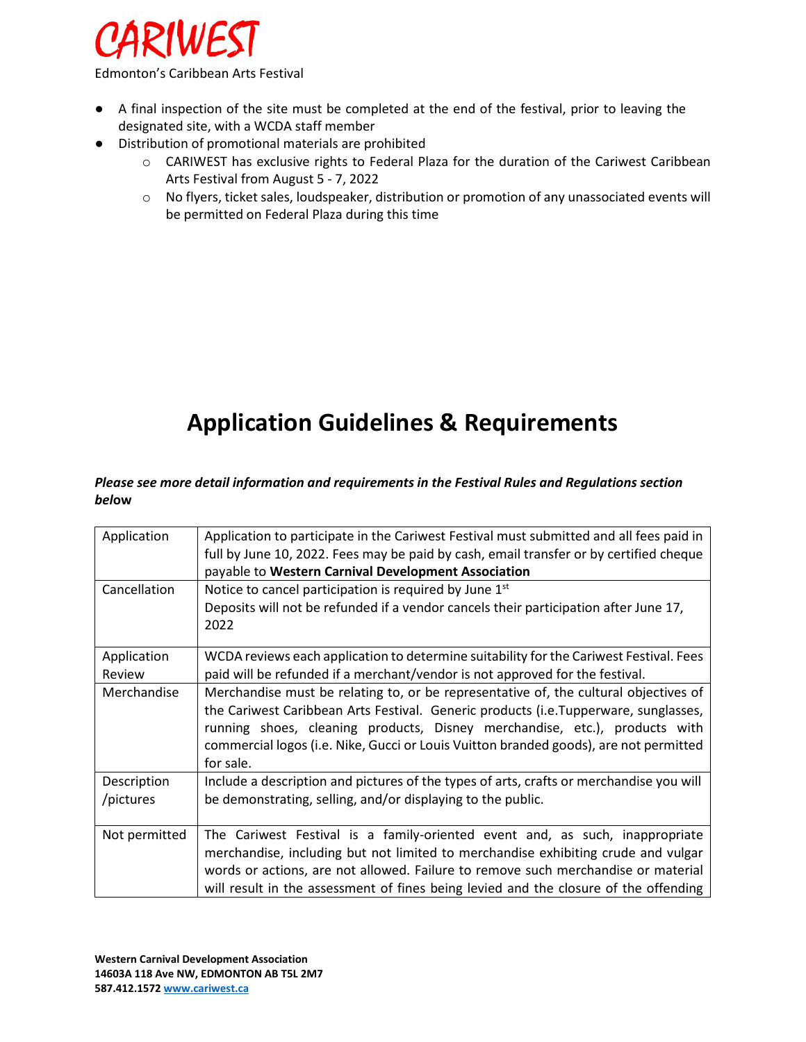- A final inspection of the site must be completed at the end of the festival, prior to leaving the designated site, with a WCDA staff member
- Distribution of promotional materials are prohibited
  - CARIWEST has exclusive rights to Federal Plaza for the duration of the Cariwest Caribbean Arts Festival from August 5 - 7, 2022
  - No flyers, ticket sales, loudspeaker, distribution or promotion of any unassociated events will be permitted on Federal Plaza during this time

# Application Guidelines & Requirements

***Please see more detail information and requirements in the Festival Rules and Regulations section below***

| | |
|---|---|
| Application | Application to participate in the Cariwest Festival must submitted and all fees paid in full by June 10, 2022. Fees may be paid by cash, email transfer or by certified cheque payable to **Western Carnival Development Association** |
| Cancellation | Notice to cancel participation is required by June 1st<br>Deposits will not be refunded if a vendor cancels their participation after June 17, 2022 |
| Application Review | WCDA reviews each application to determine suitability for the Cariwest Festival. Fees paid will be refunded if a merchant/vendor is not approved for the festival. |
| Merchandise | Merchandise must be relating to, or be representative of, the cultural objectives of the Cariwest Caribbean Arts Festival. Generic products (i.e.Tupperware, sunglasses, running shoes, cleaning products, Disney merchandise, etc.), products with commercial logos (i.e. Nike, Gucci or Louis Vuitton branded goods), are not permitted for sale. |
| Description /pictures | Include a description and pictures of the types of arts, crafts or merchandise you will be demonstrating, selling, and/or displaying to the public. |
| Not permitted | The Cariwest Festival is a family-oriented event and, as such, inappropriate merchandise, including but not limited to merchandise exhibiting crude and vulgar words or actions, are not allowed. Failure to remove such merchandise or material will result in the assessment of fines being levied and the closure of the offending |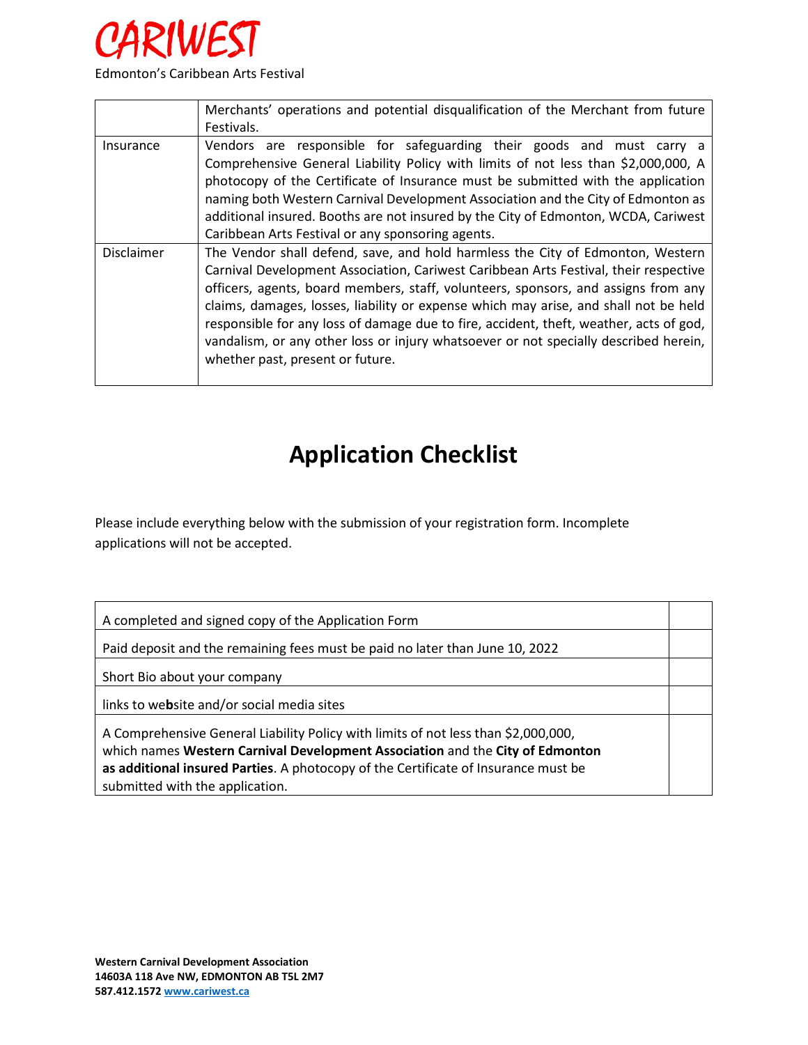| | |
|---|---|
| | Merchants' operations and potential disqualification of the Merchant from future Festivals. |
| Insurance | Vendors are responsible for safeguarding their goods and must carry a Comprehensive General Liability Policy with limits of not less than $2,000,000, A photocopy of the Certificate of Insurance must be submitted with the application naming both Western Carnival Development Association and the City of Edmonton as additional insured. Booths are not insured by the City of Edmonton, WCDA, Cariwest Caribbean Arts Festival or any sponsoring agents. |
| Disclaimer | The Vendor shall defend, save, and hold harmless the City of Edmonton, Western Carnival Development Association, Cariwest Caribbean Arts Festival, their respective officers, agents, board members, staff, volunteers, sponsors, and assigns from any claims, damages, losses, liability or expense which may arise, and shall not be held responsible for any loss of damage due to fire, accident, theft, weather, acts of god, vandalism, or any other loss or injury whatsoever or not specially described herein, whether past, present or future. |

# Application Checklist

Please include everything below with the submission of your registration form. Incomplete applications will not be accepted.

| | |
|---|---|
| A completed and signed copy of the Application Form | |
| Paid deposit and the remaining fees must be paid no later than June 10, 2022 | |
| Short Bio about your company | |
| links to website and/or social media sites | |
| A Comprehensive General Liability Policy with limits of not less than $2,000,000, which names **Western Carnival Development Association** and the **City of Edmonton as additional insured Parties**. A photocopy of the Certificate of Insurance must be submitted with the application. | |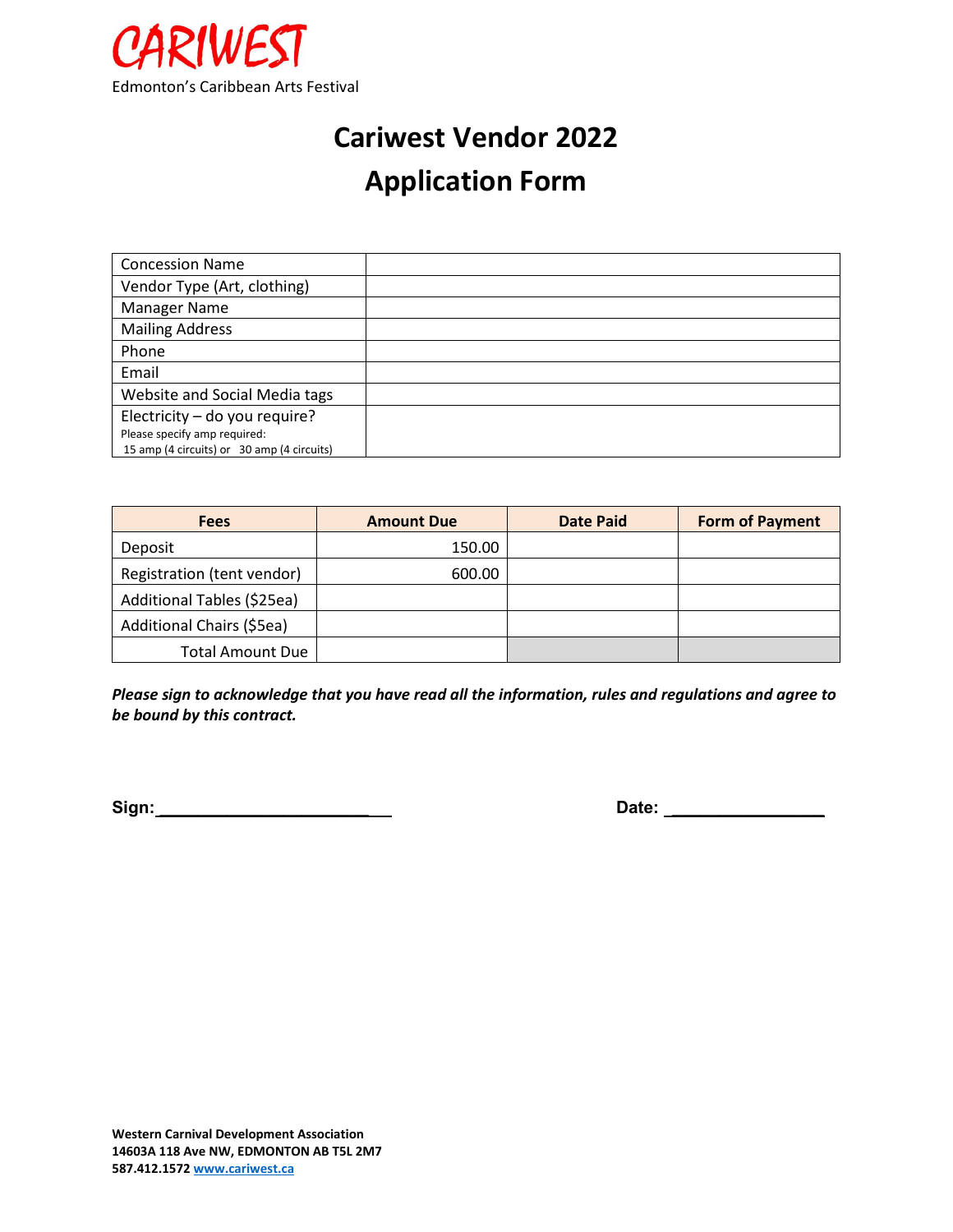CARIWEST

Edmonton's Caribbean Arts Festival

# Cariwest Vendor 2022

# Application Form

| | |
|---|---|
| Concession Name | |
| Vendor Type (Art, clothing) | |
| Manager Name | |
| Mailing Address | |
| Phone | |
| Email | |
| Website and Social Media tags | |
| Electricity – do you require?<br>Please specify amp required:<br>15 amp (4 circuits) or 30 amp (4 circuits) | |

| Fees | Amount Due | Date Paid | Form of Payment |
|---|---|---|---|
| Deposit | 150.00 | | |
| Registration (tent vendor) | 600.00 | | |
| Additional Tables ($25ea) | | | |
| Additional Chairs ($5ea) | | | |
| Total Amount Due | | | |

***Please sign to acknowledge that you have read all the information, rules and regulations and agree to be bound by this contract.***

**Sign:**_________________________ **Date:** _________________

**Western Carnival Development Association**
**14603A 118 Ave NW, EDMONTON AB T5L 2M7**
**587.412.1572** [www.cariwest.ca](http://www.cariwest.ca)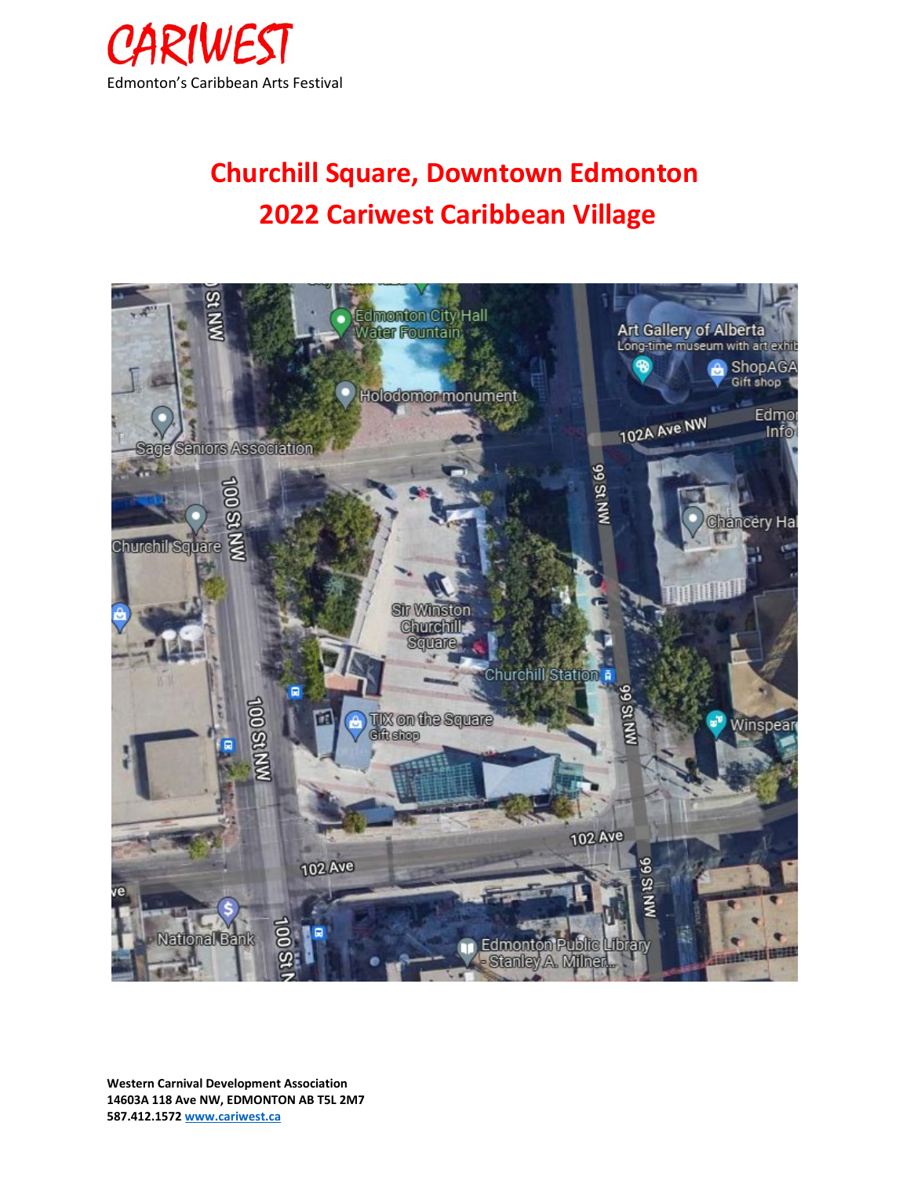CARIWEST

Edmonton's Caribbean Arts Festival

# Churchill Square, Downtown Edmonton
# 2022 Cariwest Caribbean Village

**Western Carnival Development Association**
**14603A 118 Ave NW, EDMONTON AB T5L 2M7**
**587.412.1572 www.cariwest.ca**